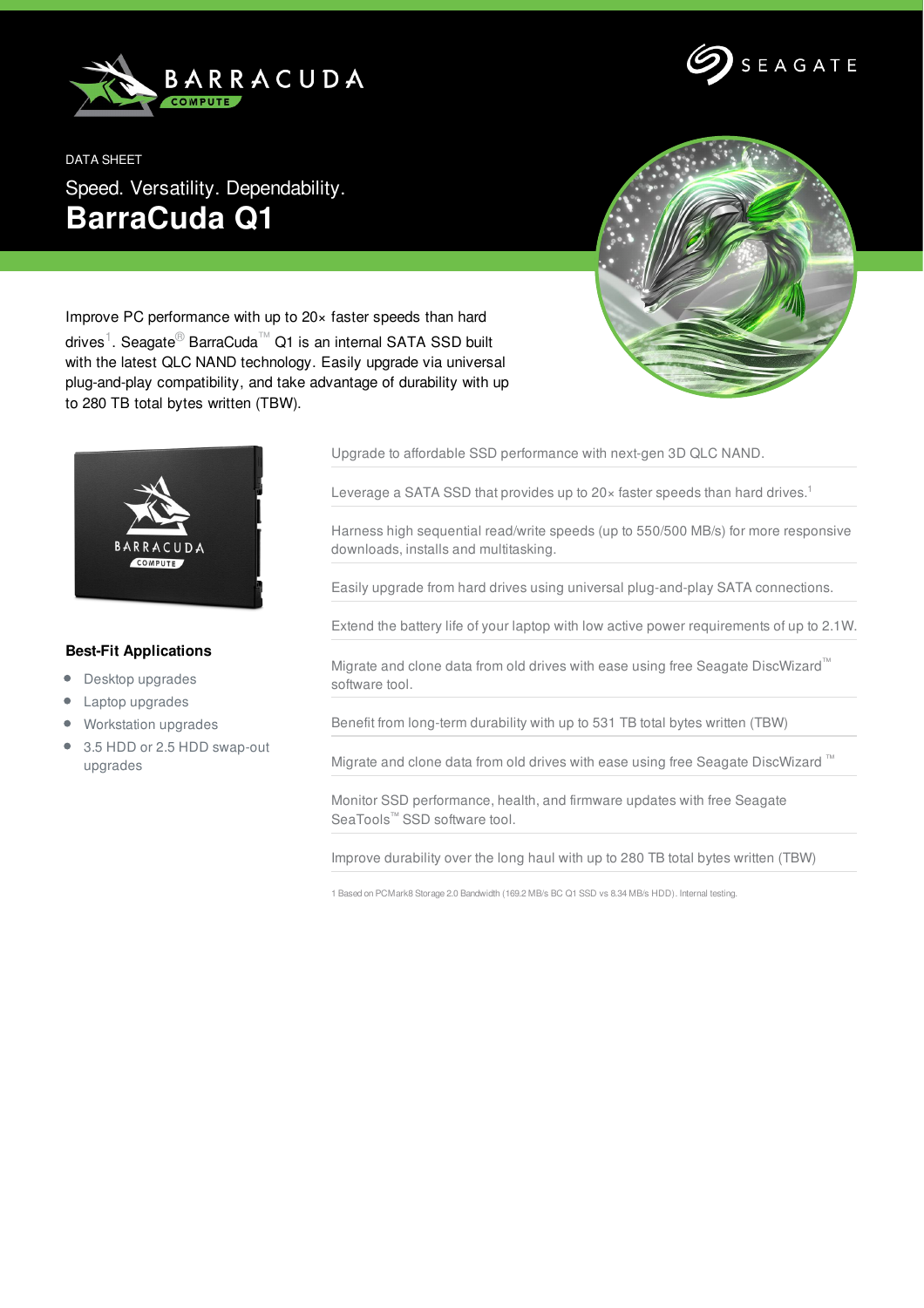DATA SHEET

Speed. Versatility. Dependability.

# BarraCuda Q1

Improve PC performance with up to 20× faster speeds than hard drives[1]. Seagate® BarraCuda™ Q1 is an internal SATA SSD built with the latest QLC NAND technology. Easily upgrade via universal plug-and-play compatibility, and take advantage of durability with up to 280 TB total bytes written (TBW).

### Best-Fit Applications

- Desktop upgrades
- Laptop upgrades
- Workstation upgrades
- 3.5 HDD or 2.5 HDD swap-out upgrades

Upgrade to affordable SSD performance with next-gen 3D QLC NAND.

Leverage a SATA SSD that provides up to 20× faster speeds than hard drives.[1]

Harness high sequential read/write speeds (up to 550/500 MB/s) for more responsive downloads, installs and multitasking.

Easily upgrade from hard drives using universal plug-and-play SATA connections.

Extend the battery life of your laptop with low active power requirements of up to 2.1W.

Migrate and clone data from old drives with ease using free Seagate DiscWizard™ software tool.

Benefit from long-term durability with up to 531 TB total bytes written (TBW)

Migrate and clone data from old drives with ease using free Seagate DiscWizard ™

Monitor SSD performance, health, and firmware updates with free Seagate SeaTools™ SSD software tool.

Improve durability over the long haul with up to 280 TB total bytes written (TBW)

1 Based on PCMark8 Storage 2.0 Bandwidth (169.2 MB/s BC Q1 SSD vs 8.34 MB/s HDD). Internal testing.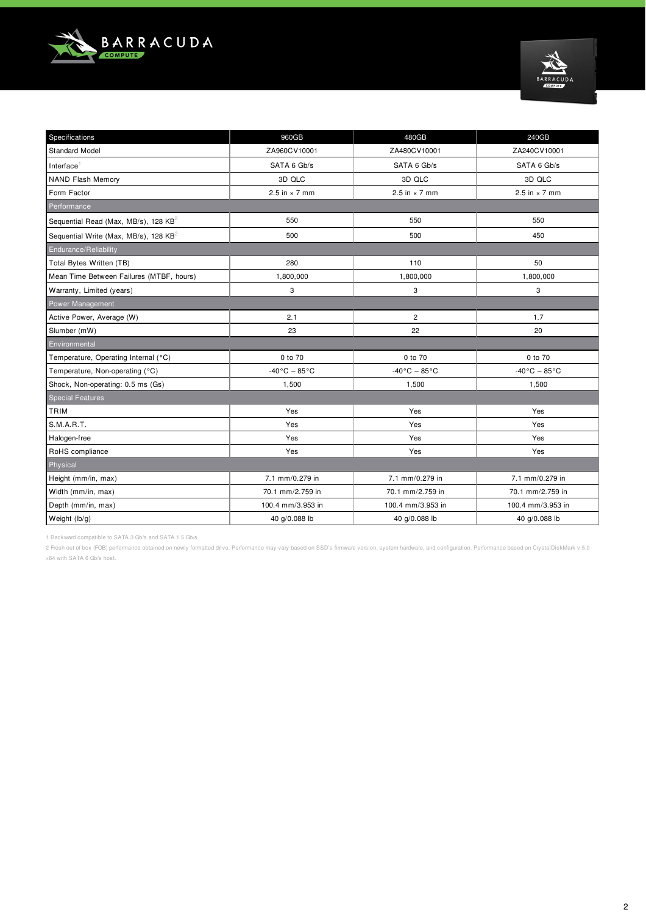| Specifications | 960GB | 480GB | 240GB |
|---|---|---|---|
| Standard Model | ZA960CV10001 | ZA480CV10001 | ZA240CV10001 |
| Interface[1] | SATA 6 Gb/s | SATA 6 Gb/s | SATA 6 Gb/s |
| NAND Flash Memory | 3D QLC | 3D QLC | 3D QLC |
| Form Factor | 2.5 in × 7 mm | 2.5 in × 7 mm | 2.5 in × 7 mm |
| Performance | | | |
| Sequential Read (Max, MB/s), 128 KB[2] | 550 | 550 | 550 |
| Sequential Write (Max, MB/s), 128 KB[2] | 500 | 500 | 450 |
| Endurance/Reliability | | | |
| Total Bytes Written (TB) | 280 | 110 | 50 |
| Mean Time Between Failures (MTBF, hours) | 1,800,000 | 1,800,000 | 1,800,000 |
| Warranty, Limited (years) | 3 | 3 | 3 |
| Power Management | | | |
| Active Power, Average (W) | 2.1 | 2 | 1.7 |
| Slumber (mW) | 23 | 22 | 20 |
| Environmental | | | |
| Temperature, Operating Internal (°C) | 0 to 70 | 0 to 70 | 0 to 70 |
| Temperature, Non-operating (°C) | -40°C – 85°C | -40°C – 85°C | -40°C – 85°C |
| Shock, Non-operating: 0.5 ms (Gs) | 1,500 | 1,500 | 1,500 |
| Special Features | | | |
| TRIM | Yes | Yes | Yes |
| S.M.A.R.T. | Yes | Yes | Yes |
| Halogen-free | Yes | Yes | Yes |
| RoHS compliance | Yes | Yes | Yes |
| Physical | | | |
| Height (mm/in, max) | 7.1 mm/0.279 in | 7.1 mm/0.279 in | 7.1 mm/0.279 in |
| Width (mm/in, max) | 70.1 mm/2.759 in | 70.1 mm/2.759 in | 70.1 mm/2.759 in |
| Depth (mm/in, max) | 100.4 mm/3.953 in | 100.4 mm/3.953 in | 100.4 mm/3.953 in |
| Weight (lb/g) | 40 g/0.088 lb | 40 g/0.088 lb | 40 g/0.088 lb |

1 Backward compatible to SATA 3 Gb/s and SATA 1.5 Gb/s

2 Fresh out of box (FOB) performance obtained on newly formatted drive. Performance may vary based on SSD's firmware version, system hardware, and configuration. Performance based on CrystalDiskMark v.5.0 x64 with SATA 6 Gb/s host.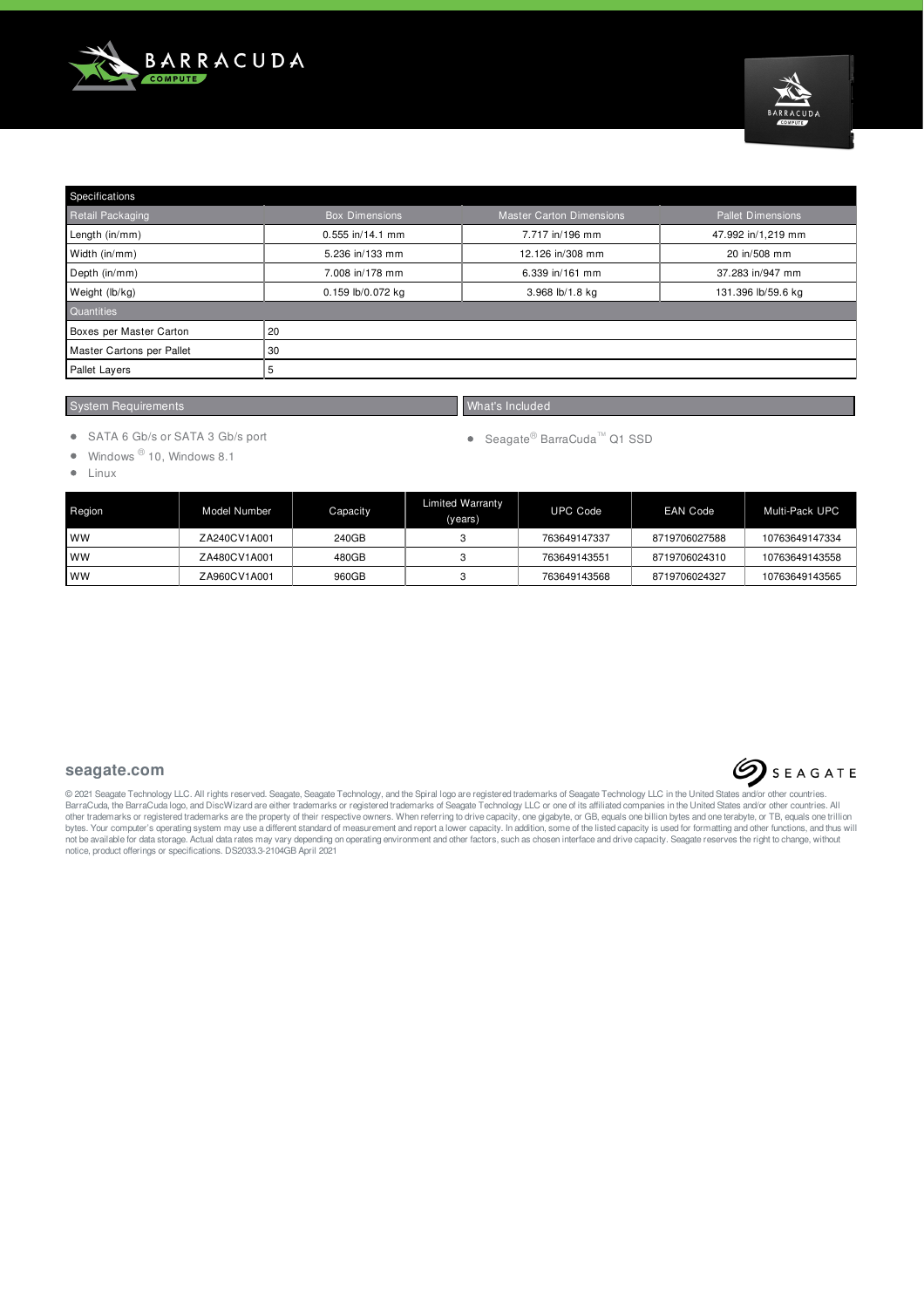| Specifications | | | |
|---|---|---|---|
| Retail Packaging | Box Dimensions | Master Carton Dimensions | Pallet Dimensions |
| Length (in/mm) | 0.555 in/14.1 mm | 7.717 in/196 mm | 47.992 in/1,219 mm |
| Width (in/mm) | 5.236 in/133 mm | 12.126 in/308 mm | 20 in/508 mm |
| Depth (in/mm) | 7.008 in/178 mm | 6.339 in/161 mm | 37.283 in/947 mm |
| Weight (lb/kg) | 0.159 lb/0.072 kg | 3.968 lb/1.8 kg | 131.396 lb/59.6 kg |
| Quantities | | | |
| Boxes per Master Carton | 20 | | |
| Master Cartons per Pallet | 30 | | |
| Pallet Layers | 5 | | |

## System Requirements

- SATA 6 Gb/s or SATA 3 Gb/s port
- Windows® 10, Windows 8.1
- Linux

## What's Included

- Seagate® BarraCuda™ Q1 SSD

| Region | Model Number | Capacity | Limited Warranty (years) | UPC Code | EAN Code | Multi-Pack UPC |
|---|---|---|---|---|---|---|
| WW | ZA240CV1A001 | 240GB | 3 | 763649147337 | 8719706027588 | 10763649147334 |
| WW | ZA480CV1A001 | 480GB | 3 | 763649143551 | 8719706024310 | 10763649143558 |
| WW | ZA960CV1A001 | 960GB | 3 | 763649143568 | 8719706024327 | 10763649143565 |

**seagate.com**

© 2021 Seagate Technology LLC. All rights reserved. Seagate, Seagate Technology, and the Spiral logo are registered trademarks of Seagate Technology LLC in the United States and/or other countries. BarraCuda, the BarraCuda logo, and DiscWizard are either trademarks or registered trademarks of Seagate Technology LLC or one of its affiliated companies in the United States and/or other countries. All other trademarks or registered trademarks are the property of their respective owners. When referring to drive capacity, one gigabyte, or GB, equals one billion bytes and one terabyte, or TB, equals one trillion bytes. Your computer's operating system may use a different standard of measurement and report a lower capacity. In addition, some of the listed capacity is used for formatting and other functions, and thus will not be available for data storage. Actual data rates may vary depending on operating environment and other factors, such as chosen interface and drive capacity. Seagate reserves the right to change, without notice, product offerings or specifications. DS2033.3-2104GB April 2021